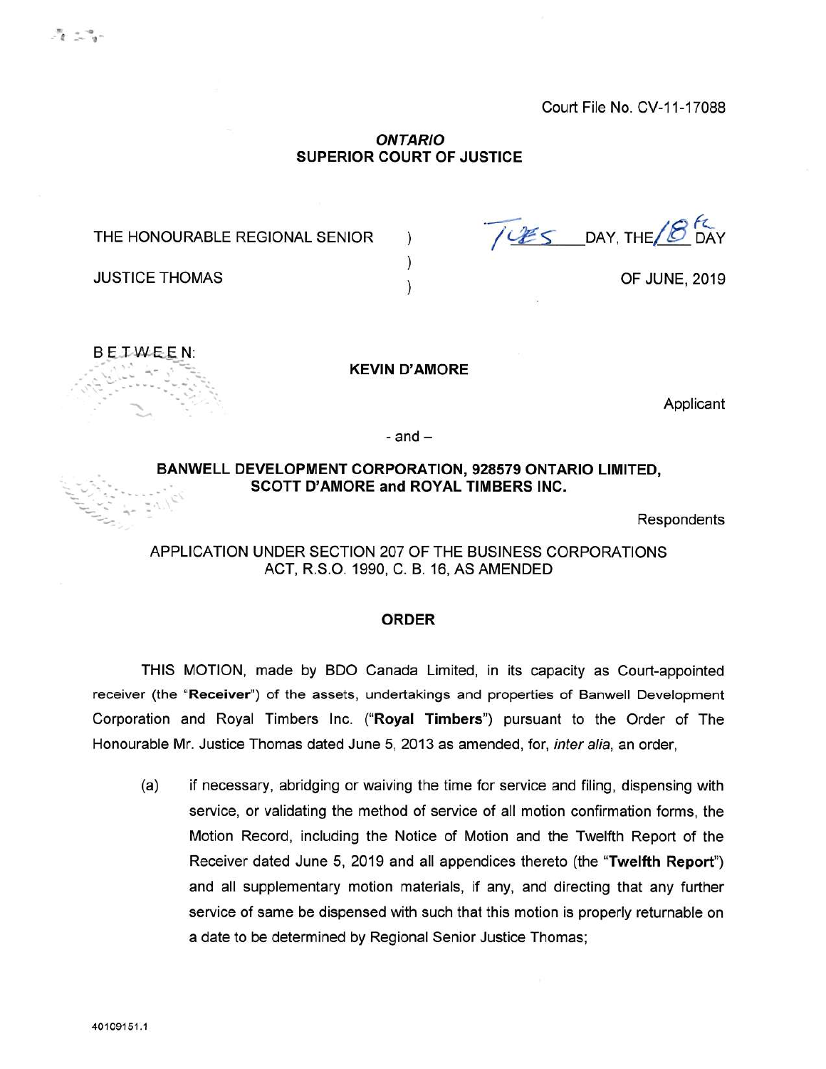Court File No. CV-11-17088

**ONTARIO**
**SUPERIOR COURT OF JUSTICE**

| | | |
|---|---|---|
| THE HONOURABLE REGIONAL SENIOR | ) | TUES DAY, THE 18th DAY |
| | ) | |
| JUSTICE THOMAS | ) | OF JUNE, 2019 |

BETWEEN:

**KEVIN D'AMORE**

Applicant

- and –

**BANWELL DEVELOPMENT CORPORATION, 928579 ONTARIO LIMITED, SCOTT D'AMORE and ROYAL TIMBERS INC.**

Respondents

APPLICATION UNDER SECTION 207 OF THE BUSINESS CORPORATIONS ACT, R.S.O. 1990, C. B. 16, AS AMENDED

**ORDER**

THIS MOTION, made by BDO Canada Limited, in its capacity as Court-appointed receiver (the "**Receiver**") of the assets, undertakings and properties of Banwell Development Corporation and Royal Timbers Inc. ("**Royal Timbers**") pursuant to the Order of The Honourable Mr. Justice Thomas dated June 5, 2013 as amended, for, *inter alia*, an order,

(a) if necessary, abridging or waiving the time for service and filing, dispensing with service, or validating the method of service of all motion confirmation forms, the Motion Record, including the Notice of Motion and the Twelfth Report of the Receiver dated June 5, 2019 and all appendices thereto (the "**Twelfth Report**") and all supplementary motion materials, if any, and directing that any further service of same be dispensed with such that this motion is properly returnable on a date to be determined by Regional Senior Justice Thomas;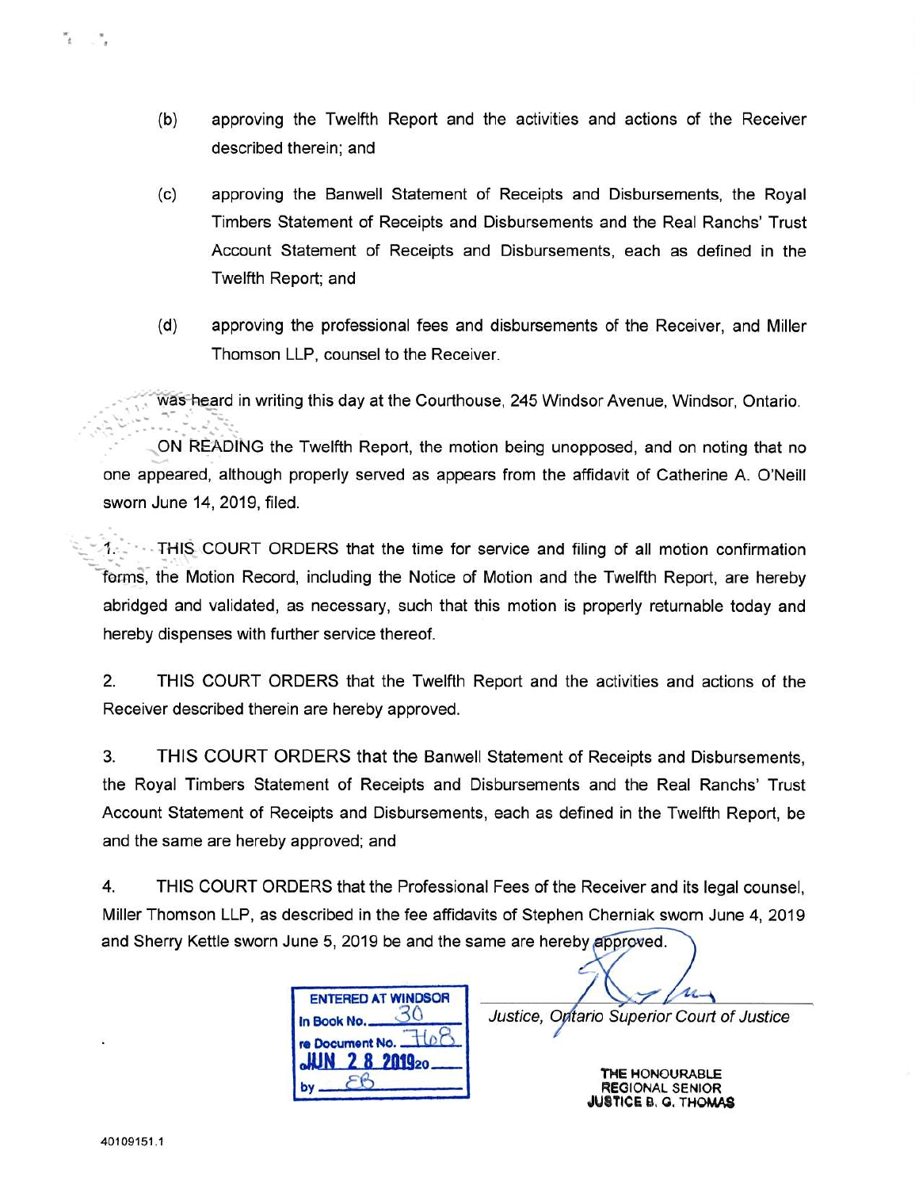(b) approving the Twelfth Report and the activities and actions of the Receiver described therein; and

(c) approving the Banwell Statement of Receipts and Disbursements, the Royal Timbers Statement of Receipts and Disbursements and the Real Ranchs' Trust Account Statement of Receipts and Disbursements, each as defined in the Twelfth Report; and

(d) approving the professional fees and disbursements of the Receiver, and Miller Thomson LLP, counsel to the Receiver.

was heard in writing this day at the Courthouse, 245 Windsor Avenue, Windsor, Ontario.

ON READING the Twelfth Report, the motion being unopposed, and on noting that no one appeared, although properly served as appears from the affidavit of Catherine A. O'Neill sworn June 14, 2019, filed.

1. THIS COURT ORDERS that the time for service and filing of all motion confirmation forms, the Motion Record, including the Notice of Motion and the Twelfth Report, are hereby abridged and validated, as necessary, such that this motion is properly returnable today and hereby dispenses with further service thereof.

2. THIS COURT ORDERS that the Twelfth Report and the activities and actions of the Receiver described therein are hereby approved.

3. THIS COURT ORDERS that the Banwell Statement of Receipts and Disbursements, the Royal Timbers Statement of Receipts and Disbursements and the Real Ranchs' Trust Account Statement of Receipts and Disbursements, each as defined in the Twelfth Report, be and the same are hereby approved; and

4. THIS COURT ORDERS that the Professional Fees of the Receiver and its legal counsel, Miller Thomson LLP, as described in the fee affidavits of Stephen Cherniak sworn June 4, 2019 and Sherry Kettle sworn June 5, 2019 be and the same are hereby approved.

ENTERED AT WINDSOR
In Book No. 30
re Document No. 768
on JUN 28 2019
by EB

Justice, Ontario Superior Court of Justice

THE HONOURABLE REGIONAL SENIOR JUSTICE B. G. THOMAS

40109151.1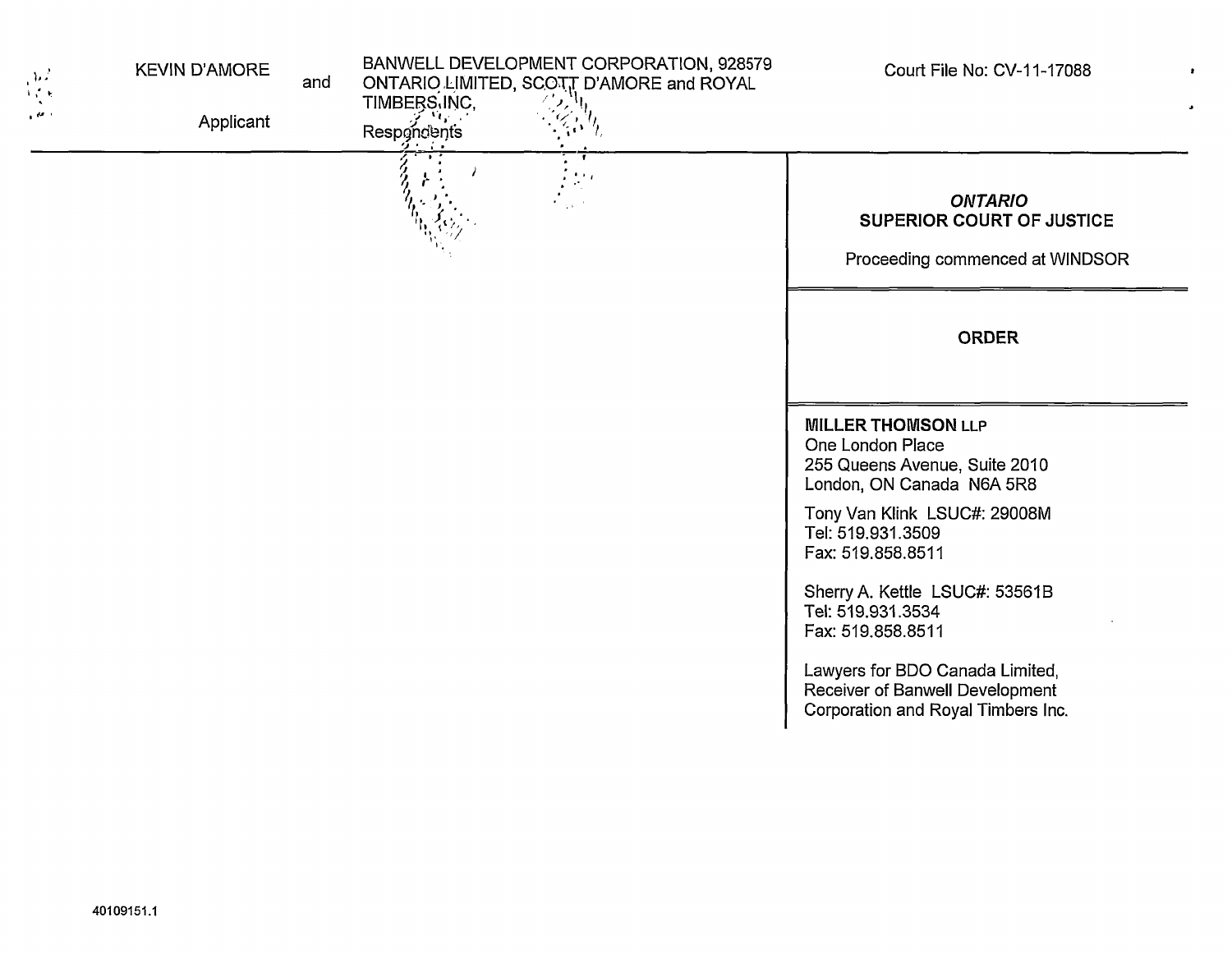KEVIN D'AMORE
Applicant

and

BANWELL DEVELOPMENT CORPORATION, 928579 ONTARIO LIMITED, SCOTT D'AMORE and ROYAL TIMBERS INC.
Respondents

Court File No: CV-11-17088

***ONTARIO***
**SUPERIOR COURT OF JUSTICE**

Proceeding commenced at WINDSOR

**ORDER**

**MILLER THOMSON LLP**
One London Place
255 Queens Avenue, Suite 2010
London, ON Canada N6A 5R8

Tony Van Klink LSUC#: 29008M
Tel: 519.931.3509
Fax: 519.858.8511

Sherry A. Kettle LSUC#: 53561B
Tel: 519.931.3534
Fax: 519.858.8511

Lawyers for BDO Canada Limited, Receiver of Banwell Development Corporation and Royal Timbers Inc.

40109151.1